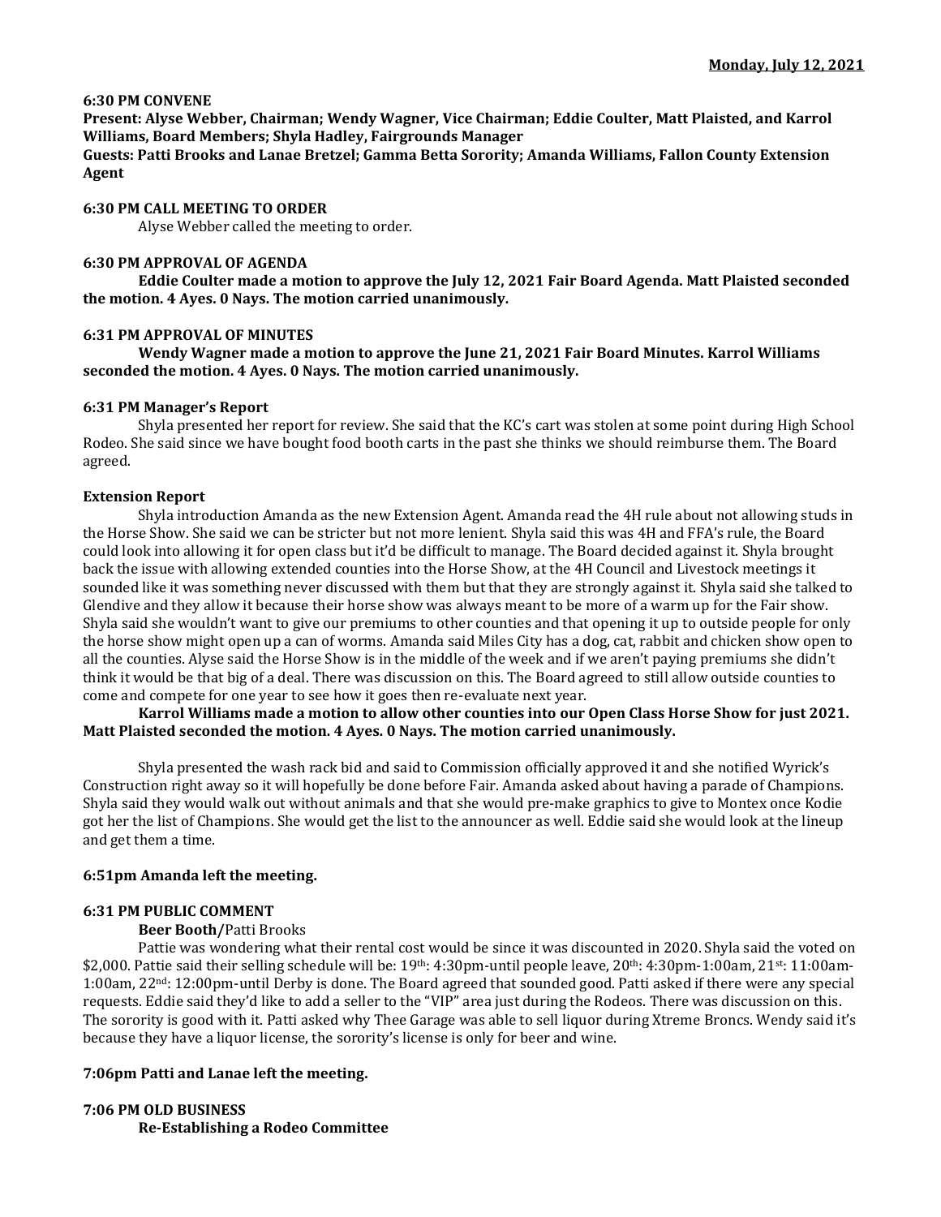**Monday, July 12, 2021**

**6:30 PM CONVENE**

**Present: Alyse Webber, Chairman; Wendy Wagner, Vice Chairman; Eddie Coulter, Matt Plaisted, and Karrol Williams, Board Members; Shyla Hadley, Fairgrounds Manager**

**Guests: Patti Brooks and Lanae Bretzel; Gamma Betta Sorority; Amanda Williams, Fallon County Extension Agent**

**6:30 PM CALL MEETING TO ORDER**

Alyse Webber called the meeting to order.

**6:30 PM APPROVAL OF AGENDA**

**Eddie Coulter made a motion to approve the July 12, 2021 Fair Board Agenda. Matt Plaisted seconded the motion. 4 Ayes. 0 Nays. The motion carried unanimously.**

**6:31 PM APPROVAL OF MINUTES**

**Wendy Wagner made a motion to approve the June 21, 2021 Fair Board Minutes. Karrol Williams seconded the motion. 4 Ayes. 0 Nays. The motion carried unanimously.**

**6:31 PM Manager's Report**

Shyla presented her report for review. She said that the KC's cart was stolen at some point during High School Rodeo. She said since we have bought food booth carts in the past she thinks we should reimburse them. The Board agreed.

**Extension Report**

Shyla introduction Amanda as the new Extension Agent. Amanda read the 4H rule about not allowing studs in the Horse Show. She said we can be stricter but not more lenient. Shyla said this was 4H and FFA's rule, the Board could look into allowing it for open class but it'd be difficult to manage. The Board decided against it. Shyla brought back the issue with allowing extended counties into the Horse Show, at the 4H Council and Livestock meetings it sounded like it was something never discussed with them but that they are strongly against it. Shyla said she talked to Glendive and they allow it because their horse show was always meant to be more of a warm up for the Fair show. Shyla said she wouldn't want to give our premiums to other counties and that opening it up to outside people for only the horse show might open up a can of worms. Amanda said Miles City has a dog, cat, rabbit and chicken show open to all the counties. Alyse said the Horse Show is in the middle of the week and if we aren't paying premiums she didn't think it would be that big of a deal. There was discussion on this. The Board agreed to still allow outside counties to come and compete for one year to see how it goes then re-evaluate next year.

**Karrol Williams made a motion to allow other counties into our Open Class Horse Show for just 2021. Matt Plaisted seconded the motion. 4 Ayes. 0 Nays. The motion carried unanimously.**

Shyla presented the wash rack bid and said to Commission officially approved it and she notified Wyrick's Construction right away so it will hopefully be done before Fair. Amanda asked about having a parade of Champions. Shyla said they would walk out without animals and that she would pre-make graphics to give to Montex once Kodie got her the list of Champions. She would get the list to the announcer as well. Eddie said she would look at the lineup and get them a time.

**6:51pm Amanda left the meeting.**

**6:31 PM PUBLIC COMMENT**

**Beer Booth/**Patti Brooks

Pattie was wondering what their rental cost would be since it was discounted in 2020. Shyla said the voted on \$2,000. Pattie said their selling schedule will be: 19th: 4:30pm-until people leave, 20th: 4:30pm-1:00am, 21st: 11:00am-1:00am, 22nd: 12:00pm-until Derby is done. The Board agreed that sounded good. Patti asked if there were any special requests. Eddie said they'd like to add a seller to the "VIP" area just during the Rodeos. There was discussion on this. The sorority is good with it. Patti asked why Thee Garage was able to sell liquor during Xtreme Broncs. Wendy said it's because they have a liquor license, the sorority's license is only for beer and wine.

**7:06pm Patti and Lanae left the meeting.**

**7:06 PM OLD BUSINESS**

**Re-Establishing a Rodeo Committee**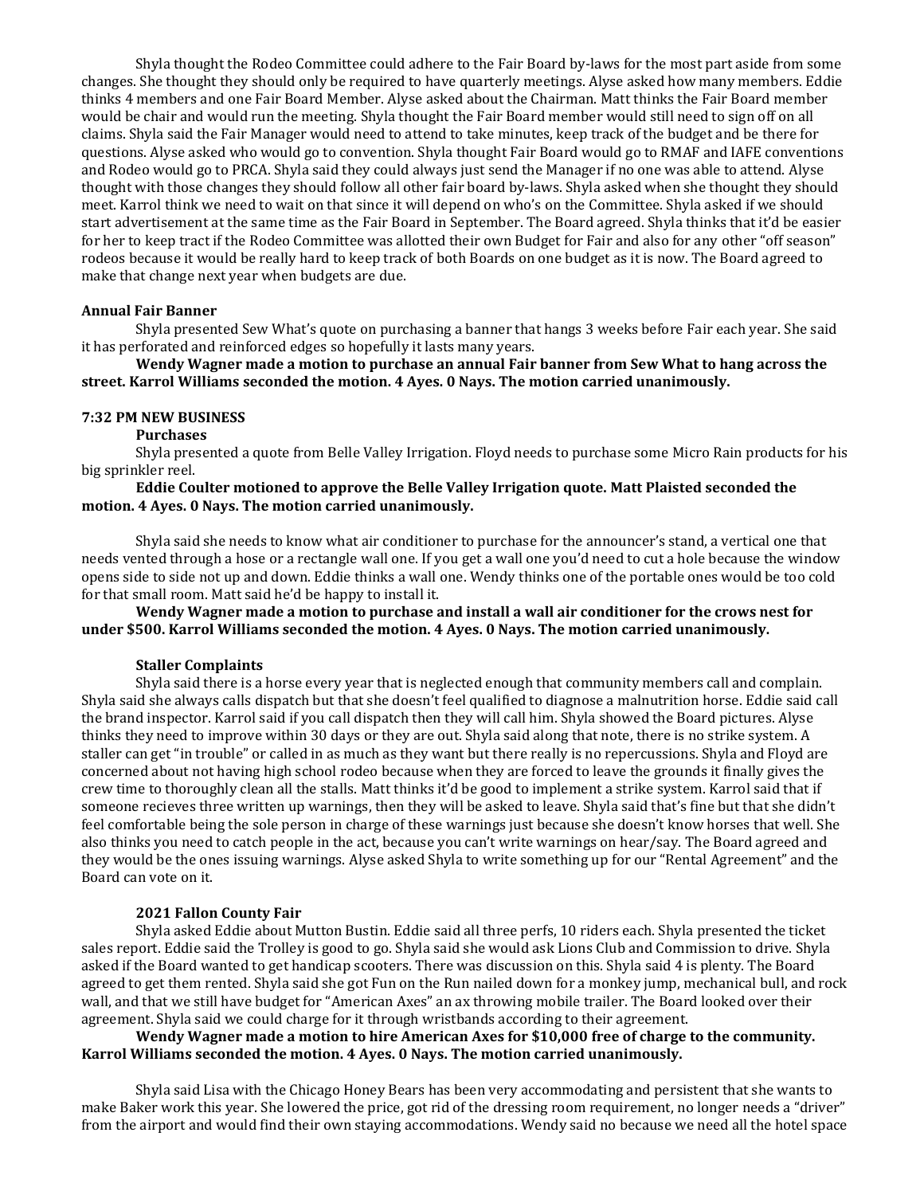Shyla thought the Rodeo Committee could adhere to the Fair Board by-laws for the most part aside from some changes. She thought they should only be required to have quarterly meetings. Alyse asked how many members. Eddie thinks 4 members and one Fair Board Member. Alyse asked about the Chairman. Matt thinks the Fair Board member would be chair and would run the meeting. Shyla thought the Fair Board member would still need to sign off on all claims. Shyla said the Fair Manager would need to attend to take minutes, keep track of the budget and be there for questions. Alyse asked who would go to convention. Shyla thought Fair Board would go to RMAF and IAFE conventions and Rodeo would go to PRCA. Shyla said they could always just send the Manager if no one was able to attend. Alyse thought with those changes they should follow all other fair board by-laws. Shyla asked when she thought they should meet. Karrol think we need to wait on that since it will depend on who's on the Committee. Shyla asked if we should start advertisement at the same time as the Fair Board in September. The Board agreed. Shyla thinks that it'd be easier for her to keep tract if the Rodeo Committee was allotted their own Budget for Fair and also for any other "off season" rodeos because it would be really hard to keep track of both Boards on one budget as it is now. The Board agreed to make that change next year when budgets are due.

**Annual Fair Banner**

Shyla presented Sew What's quote on purchasing a banner that hangs 3 weeks before Fair each year. She said it has perforated and reinforced edges so hopefully it lasts many years.

**Wendy Wagner made a motion to purchase an annual Fair banner from Sew What to hang across the street. Karrol Williams seconded the motion. 4 Ayes. 0 Nays. The motion carried unanimously.**

**7:32 PM NEW BUSINESS**

**Purchases**

Shyla presented a quote from Belle Valley Irrigation. Floyd needs to purchase some Micro Rain products for his big sprinkler reel.

**Eddie Coulter motioned to approve the Belle Valley Irrigation quote. Matt Plaisted seconded the motion. 4 Ayes. 0 Nays. The motion carried unanimously.**

Shyla said she needs to know what air conditioner to purchase for the announcer's stand, a vertical one that needs vented through a hose or a rectangle wall one. If you get a wall one you'd need to cut a hole because the window opens side to side not up and down. Eddie thinks a wall one. Wendy thinks one of the portable ones would be too cold for that small room. Matt said he'd be happy to install it.

**Wendy Wagner made a motion to purchase and install a wall air conditioner for the crows nest for under $500. Karrol Williams seconded the motion. 4 Ayes. 0 Nays. The motion carried unanimously.**

**Staller Complaints**

Shyla said there is a horse every year that is neglected enough that community members call and complain. Shyla said she always calls dispatch but that she doesn't feel qualified to diagnose a malnutrition horse. Eddie said call the brand inspector. Karrol said if you call dispatch then they will call him. Shyla showed the Board pictures. Alyse thinks they need to improve within 30 days or they are out. Shyla said along that note, there is no strike system. A staller can get "in trouble" or called in as much as they want but there really is no repercussions. Shyla and Floyd are concerned about not having high school rodeo because when they are forced to leave the grounds it finally gives the crew time to thoroughly clean all the stalls. Matt thinks it'd be good to implement a strike system. Karrol said that if someone recieves three written up warnings, then they will be asked to leave. Shyla said that's fine but that she didn't feel comfortable being the sole person in charge of these warnings just because she doesn't know horses that well. She also thinks you need to catch people in the act, because you can't write warnings on hear/say. The Board agreed and they would be the ones issuing warnings. Alyse asked Shyla to write something up for our "Rental Agreement" and the Board can vote on it.

**2021 Fallon County Fair**

Shyla asked Eddie about Mutton Bustin. Eddie said all three perfs, 10 riders each. Shyla presented the ticket sales report. Eddie said the Trolley is good to go. Shyla said she would ask Lions Club and Commission to drive. Shyla asked if the Board wanted to get handicap scooters. There was discussion on this. Shyla said 4 is plenty. The Board agreed to get them rented. Shyla said she got Fun on the Run nailed down for a monkey jump, mechanical bull, and rock wall, and that we still have budget for "American Axes" an ax throwing mobile trailer. The Board looked over their agreement. Shyla said we could charge for it through wristbands according to their agreement.

**Wendy Wagner made a motion to hire American Axes for $10,000 free of charge to the community. Karrol Williams seconded the motion. 4 Ayes. 0 Nays. The motion carried unanimously.**

Shyla said Lisa with the Chicago Honey Bears has been very accommodating and persistent that she wants to make Baker work this year. She lowered the price, got rid of the dressing room requirement, no longer needs a "driver" from the airport and would find their own staying accommodations. Wendy said no because we need all the hotel space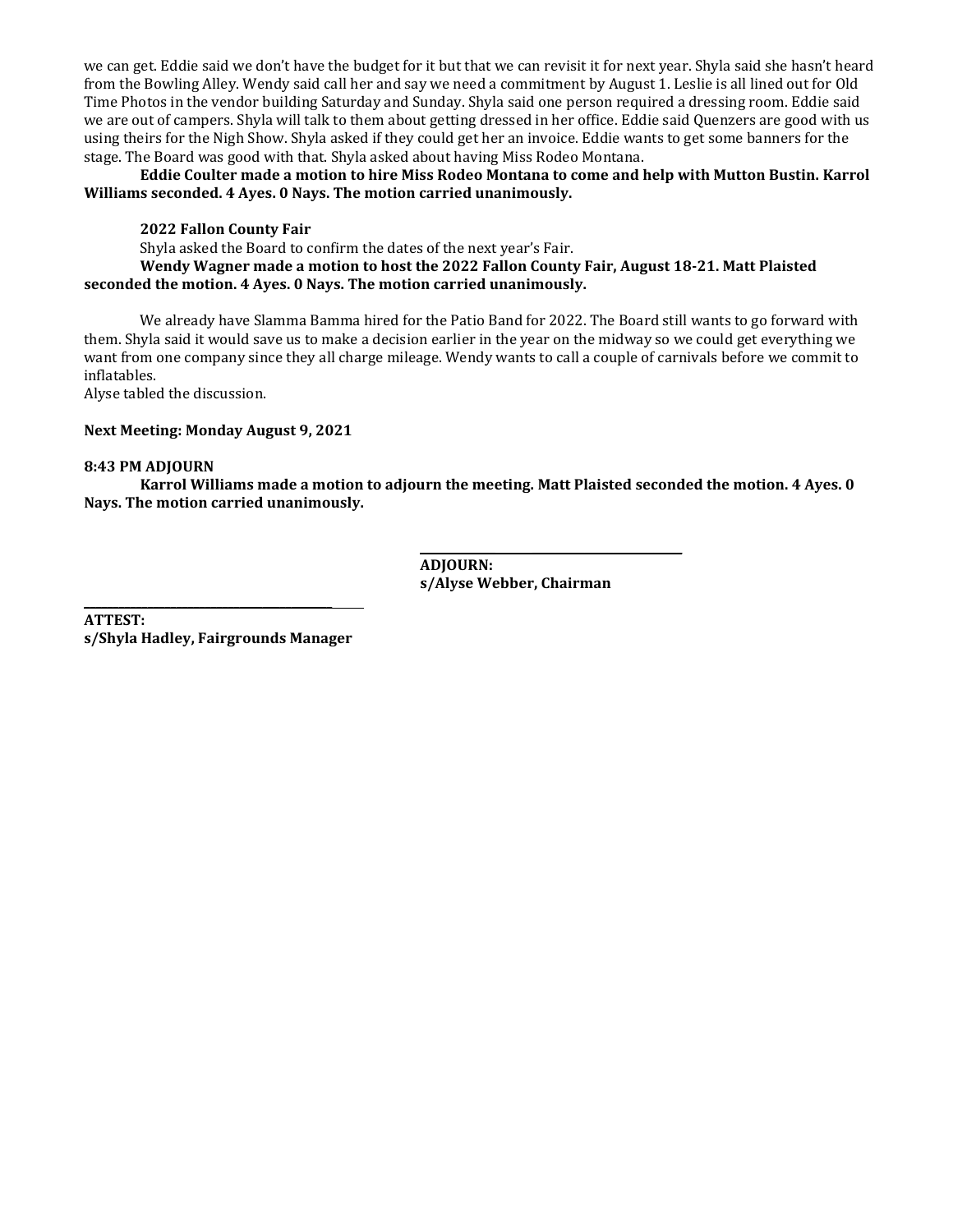we can get. Eddie said we don't have the budget for it but that we can revisit it for next year. Shyla said she hasn't heard from the Bowling Alley. Wendy said call her and say we need a commitment by August 1. Leslie is all lined out for Old Time Photos in the vendor building Saturday and Sunday. Shyla said one person required a dressing room. Eddie said we are out of campers. Shyla will talk to them about getting dressed in her office. Eddie said Quenzers are good with us using theirs for the Nigh Show. Shyla asked if they could get her an invoice. Eddie wants to get some banners for the stage. The Board was good with that. Shyla asked about having Miss Rodeo Montana.

**Eddie Coulter made a motion to hire Miss Rodeo Montana to come and help with Mutton Bustin. Karrol Williams seconded. 4 Ayes. 0 Nays. The motion carried unanimously.**

**2022 Fallon County Fair**

Shyla asked the Board to confirm the dates of the next year's Fair.

**Wendy Wagner made a motion to host the 2022 Fallon County Fair, August 18-21. Matt Plaisted seconded the motion. 4 Ayes. 0 Nays. The motion carried unanimously.**

We already have Slamma Bamma hired for the Patio Band for 2022. The Board still wants to go forward with them. Shyla said it would save us to make a decision earlier in the year on the midway so we could get everything we want from one company since they all charge mileage. Wendy wants to call a couple of carnivals before we commit to inflatables.

Alyse tabled the discussion.

**Next Meeting: Monday August 9, 2021**

**8:43 PM ADJOURN**

**Karrol Williams made a motion to adjourn the meeting. Matt Plaisted seconded the motion. 4 Ayes. 0 Nays. The motion carried unanimously.**

**ADJOURN:**
**s/Alyse Webber, Chairman**

**ATTEST:**
**s/Shyla Hadley, Fairgrounds Manager**